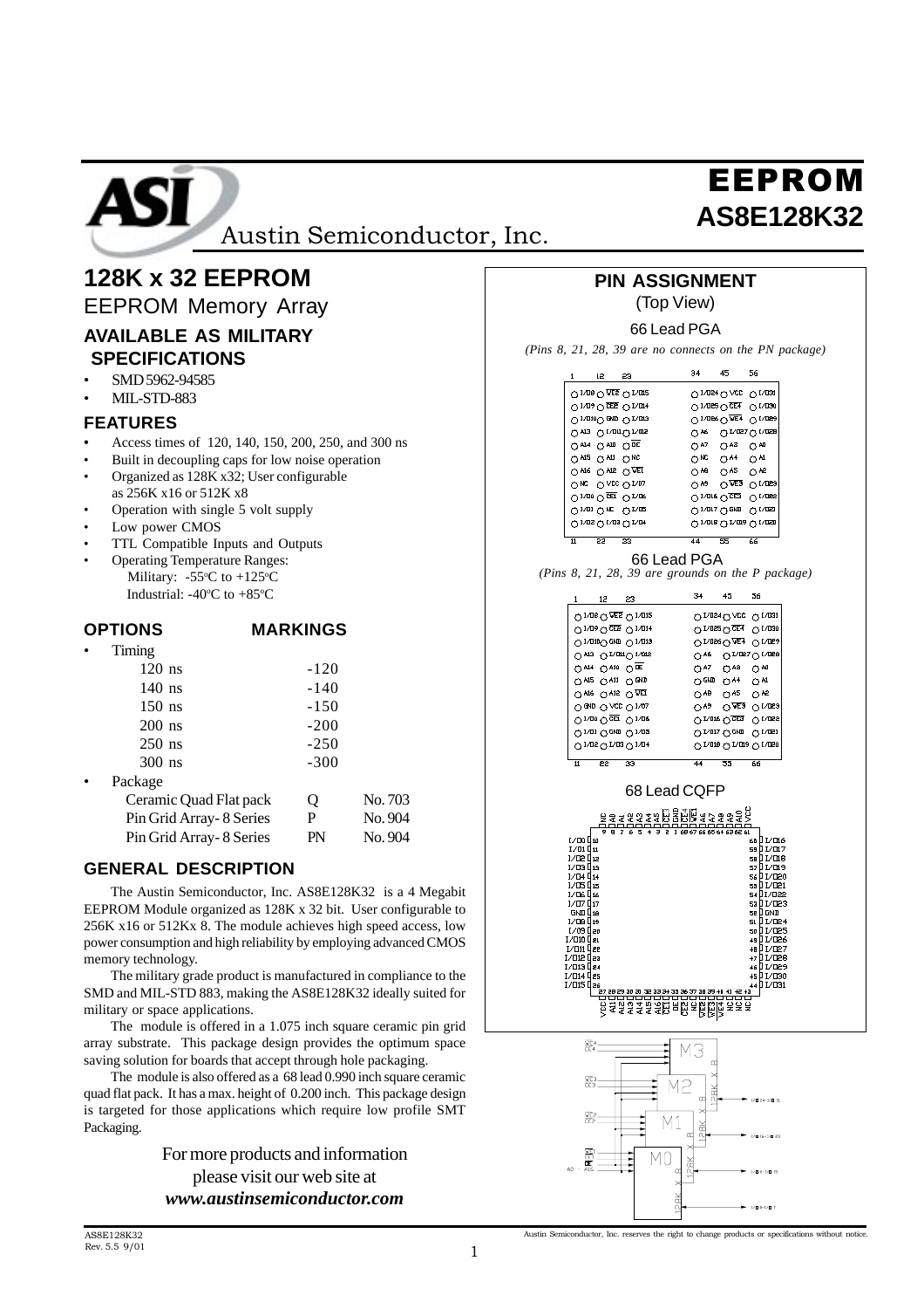# EEPROM

# AS8E128K32

Austin Semiconductor, Inc.

## 128K x 32 EEPROM

EEPROM Memory Array

### AVAILABLE AS MILITARY SPECIFICATIONS

- SMD 5962-94585
- MIL-STD-883

### FEATURES

- Access times of 120, 140, 150, 200, 250, and 300 ns
- Built in decoupling caps for low noise operation
- Organized as 128K x32; User configurable as 256K x16 or 512K x8
- Operation with single 5 volt supply
- Low power CMOS
- TTL Compatible Inputs and Outputs
- Operating Temperature Ranges:
  Military: -55°C to +125°C
  Industrial: -40°C to +85°C

### OPTIONS MARKINGS

- Timing

| | | |
|---|---|---|
| 120 ns | -120 | |
| 140 ns | -140 | |
| 150 ns | -150 | |
| 200 ns | -200 | |
| 250 ns | -250 | |
| 300 ns | -300 | |

- Package

| | | |
|---|---|---|
| Ceramic Quad Flat pack | Q | No. 703 |
| Pin Grid Array- 8 Series | P | No. 904 |
| Pin Grid Array- 8 Series | PN | No. 904 |

### GENERAL DESCRIPTION

The Austin Semiconductor, Inc. AS8E128K32 is a 4 Megabit EEPROM Module organized as 128K x 32 bit. User configurable to 256K x16 or 512Kx 8. The module achieves high speed access, low power consumption and high reliability by employing advanced CMOS memory technology.

The military grade product is manufactured in compliance to the SMD and MIL-STD 883, making the AS8E128K32 ideally suited for military or space applications.

The module is offered in a 1.075 inch square ceramic pin grid array substrate. This package design provides the optimum space saving solution for boards that accept through hole packaging.

The module is also offered as a 68 lead 0.990 inch square ceramic quad flat pack. It has a max. height of 0.200 inch. This package design is targeted for those applications which require low profile SMT Packaging.

For more products and information
please visit our web site at
***www.austinsemiconductor.com***

## PIN ASSIGNMENT

(Top View)

66 Lead PGA

*(Pins 8, 21, 28, 39 are no connects on the PN package)*

66 Lead PGA

*(Pins 8, 21, 28, 39 are grounds on the P package)*

68 Lead CQFP

AS8E128K32
Rev. 5.5 9/01

Austin Semiconductor, Inc. reserves the right to change products or specifications without notice.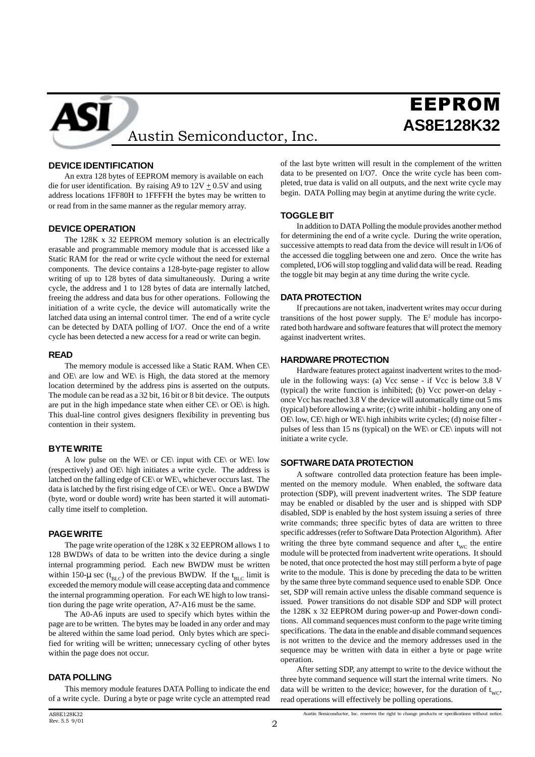## DEVICE IDENTIFICATION

An extra 128 bytes of EEPROM memory is available on each die for user identification. By raising A9 to 12V ± 0.5V and using address locations 1FF80H to 1FFFFH the bytes may be written to or read from in the same manner as the regular memory array.

## DEVICE OPERATION

The 128K x 32 EEPROM memory solution is an electrically erasable and programmable memory module that is accessed like a Static RAM for the read or write cycle without the need for external components. The device contains a 128-byte-page register to allow writing of up to 128 bytes of data simultaneously. During a write cycle, the address and 1 to 128 bytes of data are internally latched, freeing the address and data bus for other operations. Following the initiation of a write cycle, the device will automatically write the latched data using an internal control timer. The end of a write cycle can be detected by DATA polling of I/O7. Once the end of a write cycle has been detected a new access for a read or write can begin.

## READ

The memory module is accessed like a Static RAM. When CE\ and OE\ are low and WE\ is High, the data stored at the memory location determined by the address pins is asserted on the outputs. The module can be read as a 32 bit, 16 bit or 8 bit device. The outputs are put in the high impedance state when either CE\ or OE\ is high. This dual-line control gives designers flexibility in preventing bus contention in their system.

## BYTE WRITE

A low pulse on the WE\ or CE\ input with CE\ or WE\ low (respectively) and OE\ high initiates a write cycle. The address is latched on the falling edge of CE\ or WE\, whichever occurs last. The data is latched by the first rising edge of CE\ or WE\. Once a BWDW (byte, word or double word) write has been started it will automatically time itself to completion.

## PAGE WRITE

The page write operation of the 128K x 32 EEPROM allows 1 to 128 BWDWs of data to be written into the device during a single internal programming period. Each new BWDW must be written within 150-μ sec ($t_{BLC}$) of the previous BWDW. If the $t_{BLC}$ limit is exceeded the memory module will cease accepting data and commence the internal programming operation. For each WE high to low transition during the page write operation, A7-A16 must be the same.

The A0-A6 inputs are used to specify which bytes within the page are to be written. The bytes may be loaded in any order and may be altered within the same load period. Only bytes which are specified for writing will be written; unnecessary cycling of other bytes within the page does not occur.

## DATA POLLING

This memory module features DATA Polling to indicate the end of a write cycle. During a byte or page write cycle an attempted read of the last byte written will result in the complement of the written data to be presented on I/O7. Once the write cycle has been completed, true data is valid on all outputs, and the next write cycle may begin. DATA Polling may begin at anytime during the write cycle.

## TOGGLE BIT

In addition to DATA Polling the module provides another method for determining the end of a write cycle. During the write operation, successive attempts to read data from the device will result in I/O6 of the accessed die toggling between one and zero. Once the write has completed, I/O6 will stop toggling and valid data will be read. Reading the toggle bit may begin at any time during the write cycle.

## DATA PROTECTION

If precautions are not taken, inadvertent writes may occur during transitions of the host power supply. The $E^2$ module has incorporated both hardware and software features that will protect the memory against inadvertent writes.

## HARDWARE PROTECTION

Hardware features protect against inadvertent writes to the module in the following ways: (a) Vcc sense - if Vcc is below 3.8 V (typical) the write function is inhibited; (b) Vcc power-on delay - once Vcc has reached 3.8 V the device will automatically time out 5 ms (typical) before allowing a write; (c) write inhibit - holding any one of OE\ low, CE\ high or WE\ high inhibits write cycles; (d) noise filter - pulses of less than 15 ns (typical) on the WE\ or CE\ inputs will not initiate a write cycle.

## SOFTWARE DATA PROTECTION

A software controlled data protection feature has been implemented on the memory module. When enabled, the software data protection (SDP), will prevent inadvertent writes. The SDP feature may be enabled or disabled by the user and is shipped with SDP disabled, SDP is enabled by the host system issuing a series of three write commands; three specific bytes of data are written to three specific addresses (refer to Software Data Protection Algorithm). After writing the three byte command sequence and after $t_{WC}$ the entire module will be protected from inadvertent write operations. It should be noted, that once protected the host may still perform a byte of page write to the module. This is done by preceding the data to be written by the same three byte command sequence used to enable SDP. Once set, SDP will remain active unless the disable command sequence is issued. Power transitions do not disable SDP and SDP will protect the 128K x 32 EEPROM during power-up and Power-down conditions. All command sequences must conform to the page write timing specifications. The data in the enable and disable command sequences is not written to the device and the memory addresses used in the sequence may be written with data in either a byte or page write operation.

After setting SDP, any attempt to write to the device without the three byte command sequence will start the internal write timers. No data will be written to the device; however, for the duration of $t_{WC}$, read operations will effectively be polling operations.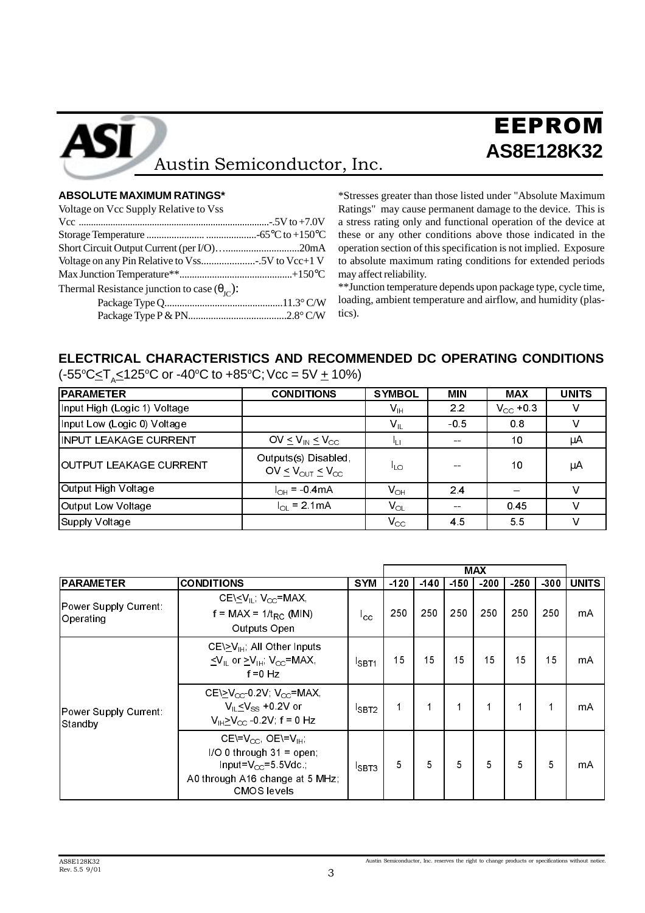## ABSOLUTE MAXIMUM RATINGS*

Voltage on Vcc Supply Relative to Vss

Vcc ....................................................................-.5V to +7.0V
Storage Temperature ........................ ....................-65°C to +150°C
Short Circuit Output Current (per I/O)…............................20mA
Voltage on any Pin Relative to Vss.....................-.5V to Vcc+1 V
Max Junction Temperature**............................................+150°C
Thermal Resistance junction to case ($\theta_{JC}$):
Package Type Q...............................................11.3° C/W
Package Type P & PN.......................................2.8° C/W

*Stresses greater than those listed under "Absolute Maximum Ratings" may cause permanent damage to the device. This is a stress rating only and functional operation of the device at these or any other conditions above those indicated in the operation section of this specification is not implied. Exposure to absolute maximum rating conditions for extended periods may affect reliability.

**Junction temperature depends upon package type, cycle time, loading, ambient temperature and airflow, and humidity (plastics).

## ELECTRICAL CHARACTERISTICS AND RECOMMENDED DC OPERATING CONDITIONS

($-55^oC \le T_A \le 125^oC$ or $-40^oC$ to $+85^oC$; Vcc = 5V ± 10%)

| PARAMETER | CONDITIONS | SYMBOL | MIN | MAX | UNITS |
|---|---|---|---|---|---|
| Input High (Logic 1) Voltage | | $V_{IH}$ | 2.2 | $V_{CC}$ +0.3 | V |
| Input Low (Logic 0) Voltage | | $V_{IL}$ | -0.5 | 0.8 | V |
| INPUT LEAKAGE CURRENT | $0V \le V_{IN} \le V_{CC}$ | $I_{LI}$ | -- | 10 | µA |
| OUTPUT LEAKAGE CURRENT | Outputs(s) Disabled, $0V \le V_{OUT} \le V_{CC}$ | $I_{LO}$ | -- | 10 | µA |
| Output High Voltage | $I_{OH}$ = -0.4mA | $V_{OH}$ | 2.4 | -- | V |
| Output Low Voltage | $I_{OL}$ = 2.1mA | $V_{OL}$ | -- | 0.45 | V |
| Supply Voltage | | $V_{CC}$ | 4.5 | 5.5 | V |

| PARAMETER | CONDITIONS | SYM | MAX | | | | | | UNITS |
|---|---|---|---|---|---|---|---|---|---|
| | | | -120 | -140 | -150 | -200 | -250 | -300 | |
| Power Supply Current: Operating | CE\ $\le V_{IL}$; $V_{CC}$=MAX, f = MAX = $1/t_{RC}$ (MIN) Outputs Open | $I_{CC}$ | 250 | 250 | 250 | 250 | 250 | 250 | mA |
| Power Supply Current: Standby | CE\ $\ge V_{IH}$; All Other Inputs $\le V_{IL}$ or $\ge V_{IH}$; $V_{CC}$=MAX, f =0 Hz | $I_{SBT1}$ | 15 | 15 | 15 | 15 | 15 | 15 | mA |
| | CE\ $\ge V_{CC}$-0.2V; $V_{CC}$=MAX, $V_{IL} \le V_{SS}$ +0.2V or $V_{IH} \ge V_{CC}$ -0.2V; f = 0 Hz | $I_{SBT2}$ | 1 | 1 | 1 | 1 | 1 | 1 | mA |
| | CE\=$V_{CC}$, OE\=$V_{IH}$; I/O 0 through 31 = open; Input=$V_{CC}$=5.5Vdc.; A0 through A16 change at 5 MHz; CMOS levels | $I_{SBT3}$ | 5 | 5 | 5 | 5 | 5 | 5 | mA |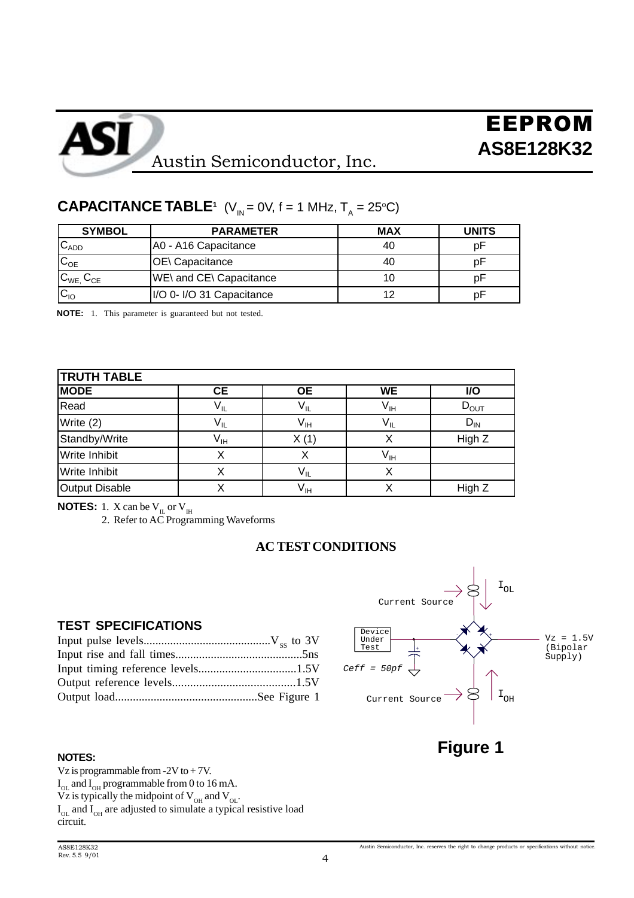## CAPACITANCE TABLE[1] ($V_{IN}$ = 0V, f = 1 MHz, $T_A$ = 25°C)

| SYMBOL | PARAMETER | MAX | UNITS |
|---|---|---|---|
| $C_{ADD}$ | A0 - A16 Capacitance | 40 | pF |
| $C_{OE}$ | OE\ Capacitance | 40 | pF |
| $C_{WE}$, $C_{CE}$ | WE\ and CE\ Capacitance | 10 | pF |
| $C_{IO}$ | I/O 0- I/O 31 Capacitance | 12 | pF |

**NOTE:** 1. This parameter is guaranteed but not tested.

| TRUTH TABLE | | | | |
|---|---|---|---|---|
| **MODE** | **CE** | **OE** | **WE** | **I/O** |
| Read | $V_{IL}$ | $V_{IL}$ | $V_{IH}$ | $D_{OUT}$ |
| Write (2) | $V_{IL}$ | $V_{IH}$ | $V_{IL}$ | $D_{IN}$ |
| Standby/Write | $V_{IH}$ | X (1) | X | High Z |
| Write Inhibit | X | X | $V_{IH}$ | |
| Write Inhibit | X | $V_{IL}$ | X | |
| Output Disable | X | $V_{IH}$ | X | High Z |

**NOTES:** 1. X can be $V_{IL}$ or $V_{IH}$

2. Refer to AC Programming Waveforms

## AC TEST CONDITIONS

### TEST SPECIFICATIONS

Input pulse levels.......................................... $V_{SS}$ to 3V
Input rise and fall times..........................................5ns
Input timing reference levels.................................1.5V
Output reference levels.........................................1.5V
Output load...............................................See Figure 1

Current Source $I_{OL}$

Device Under Test

Ceff = 50pf

Vz = 1.5V (Bipolar Supply)

Current Source $I_{OH}$

**Figure 1**

**NOTES:**

Vz is programmable from -2V to + 7V.
$I_{OL}$ and $I_{OH}$ programmable from 0 to 16 mA.
Vz is typically the midpoint of $V_{OH}$ and $V_{OL}$.
$I_{OL}$ and $I_{OH}$ are adjusted to simulate a typical resistive load circuit.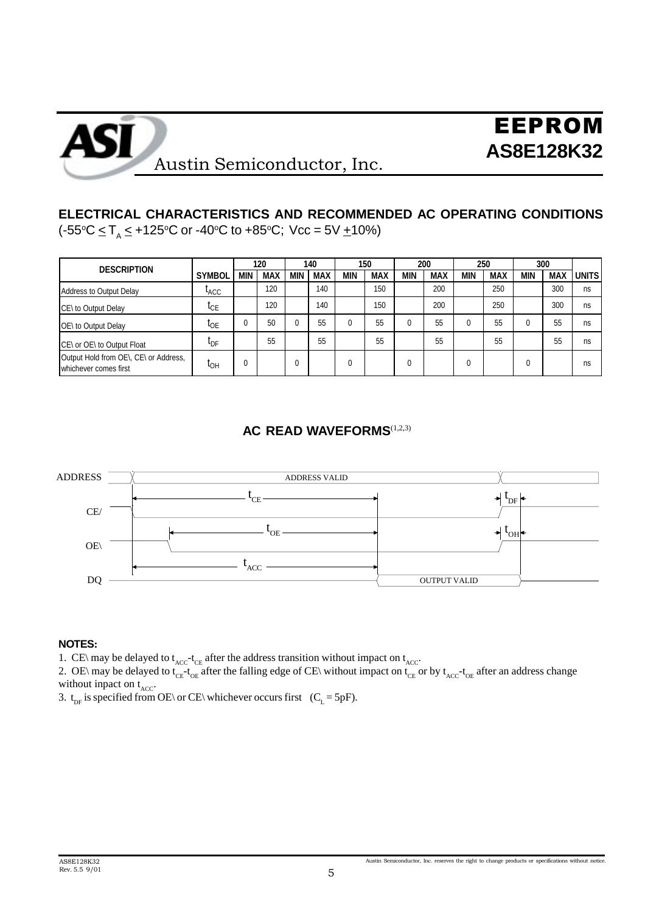## ELECTRICAL CHARACTERISTICS AND RECOMMENDED AC OPERATING CONDITIONS

($-55^oC \leq T_A \leq +125^oC$ or $-40^oC$ to $+85^oC$; Vcc = 5V $\pm$10%)

| DESCRIPTION | SYMBOL | 120 | | 140 | | 150 | | 200 | | 250 | | 300 | | UNITS |
|---|---|---|---|---|---|---|---|---|---|---|---|---|---|---|
| | | MIN | MAX | MIN | MAX | MIN | MAX | MIN | MAX | MIN | MAX | MIN | MAX | |
| Address to Output Delay | $t_{ACC}$ | | 120 | | 140 | | 150 | | 200 | | 250 | | 300 | ns |
| CE\ to Output Delay | $t_{CE}$ | | 120 | | 140 | | 150 | | 200 | | 250 | | 300 | ns |
| OE\ to Output Delay | $t_{OE}$ | 0 | 50 | 0 | 55 | 0 | 55 | 0 | 55 | 0 | 55 | 0 | 55 | ns |
| CE\ or OE\ to Output Float | $t_{DF}$ | | 55 | | 55 | | 55 | | 55 | | 55 | | 55 | ns |
| Output Hold from OE\, CE\ or Address, whichever comes first | $t_{OH}$ | 0 | | 0 | | 0 | | 0 | | 0 | | 0 | | ns |

## AC READ WAVEFORMS[1,2,3]

**NOTES:**

1. CE\ may be delayed to $t_{ACC}$-$t_{CE}$ after the address transition without impact on $t_{ACC}$.
2. OE\ may be delayed to $t_{CE}$-$t_{OE}$ after the falling edge of CE\ without impact on $t_{CE}$ or by $t_{ACC}$-$t_{OE}$ after an address change without inpact on $t_{ACC}$.
3. $t_{DF}$ is specified from OE\ or CE\ whichever occurs first ($C_L$ = 5pF).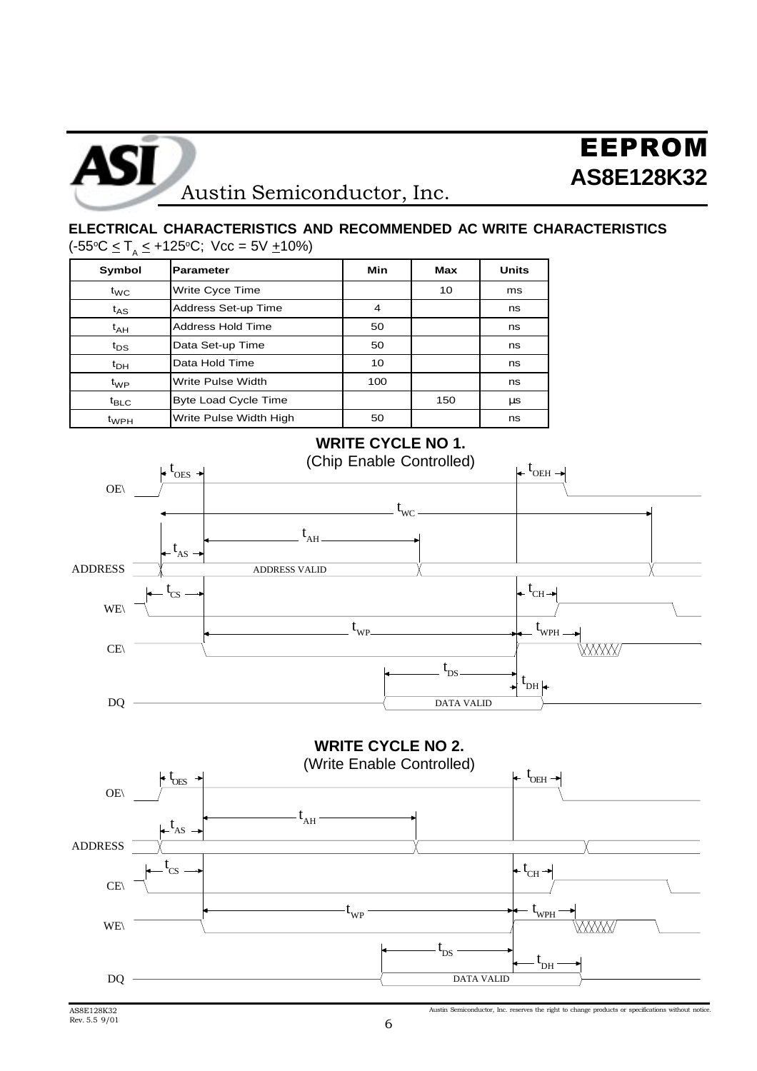## ELECTRICAL CHARACTERISTICS AND RECOMMENDED AC WRITE CHARACTERISTICS

($-55^oC \leq T_A \leq +125^oC$; Vcc = 5V $\pm$10%)

| Symbol | Parameter | Min | Max | Units |
|---|---|---|---|---|
| $t_{WC}$ | Write Cyce Time | | 10 | ms |
| $t_{AS}$ | Address Set-up Time | 4 | | ns |
| $t_{AH}$ | Address Hold Time | 50 | | ns |
| $t_{DS}$ | Data Set-up Time | 50 | | ns |
| $t_{DH}$ | Data Hold Time | 10 | | ns |
| $t_{WP}$ | Write Pulse Width | 100 | | ns |
| $t_{BLC}$ | Byte Load Cycle Time | | 150 | µs |
| $t_{WPH}$ | Write Pulse Width High | 50 | | ns |

### WRITE CYCLE NO 1.
(Chip Enable Controlled)

### WRITE CYCLE NO 2.
(Write Enable Controlled)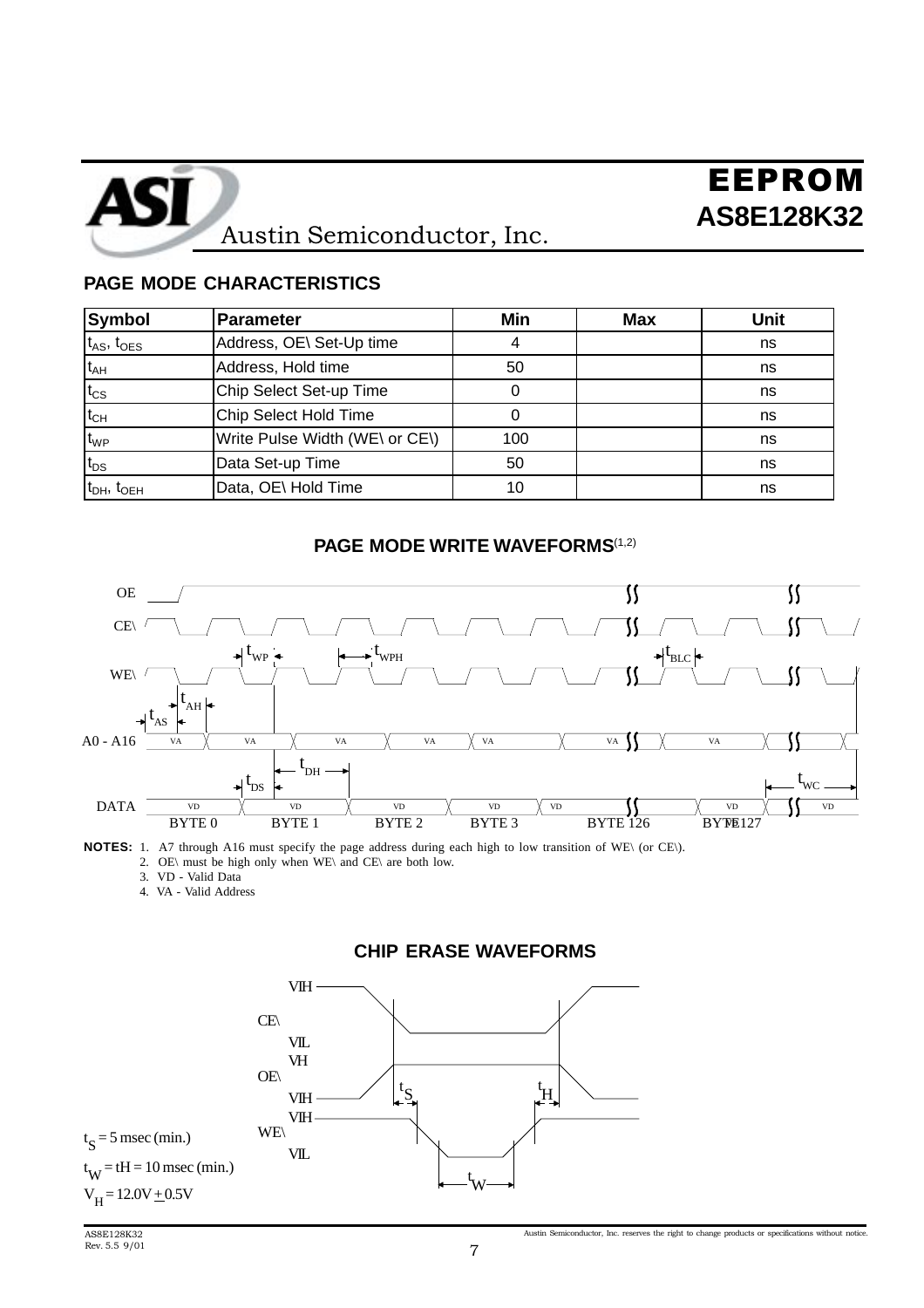## PAGE MODE CHARACTERISTICS

| Symbol | Parameter | Min | Max | Unit |
|---|---|---|---|---|
| $t_{AS}$, $t_{OES}$ | Address, OE\ Set-Up time | 4 | | ns |
| $t_{AH}$ | Address, Hold time | 50 | | ns |
| $t_{CS}$ | Chip Select Set-up Time | 0 | | ns |
| $t_{CH}$ | Chip Select Hold Time | 0 | | ns |
| $t_{WP}$ | Write Pulse Width (WE\ or CE\) | 100 | | ns |
| $t_{DS}$ | Data Set-up Time | 50 | | ns |
| $t_{DH}$, $t_{OEH}$ | Data, OE\ Hold Time | 10 | | ns |

## PAGE MODE WRITE WAVEFORMS(1,2)

OE

CE\

WE\

A0 - A16

DATA

$t_{WP}$ $t_{WPH}$ $t_{BLC}$ $t_{AH}$ $t_{AS}$ $t_{DH}$ $t_{DS}$ $t_{WC}$

VA VA VA VA VA VA VA

VD VD VD VD VD VD VD

BYTE 0 BYTE 1 BYTE 2 BYTE 3 BYTE 126 BYTE 127

**NOTES:** 1. A7 through A16 must specify the page address during each high to low transition of WE\ (or CE\).
2. OE\ must be high only when WE\ and CE\ are both low.
3. VD - Valid Data
4. VA - Valid Address

## CHIP ERASE WAVEFORMS

CE\ VIH VIL

OE\ VH VIH

WE\ VIH VIL

$t_S$ $t_H$ $t_W$

$t_S$ = 5 msec (min.)

$t_W$ = tH = 10 msec (min.)

$V_H$ = 12.0V ± 0.5V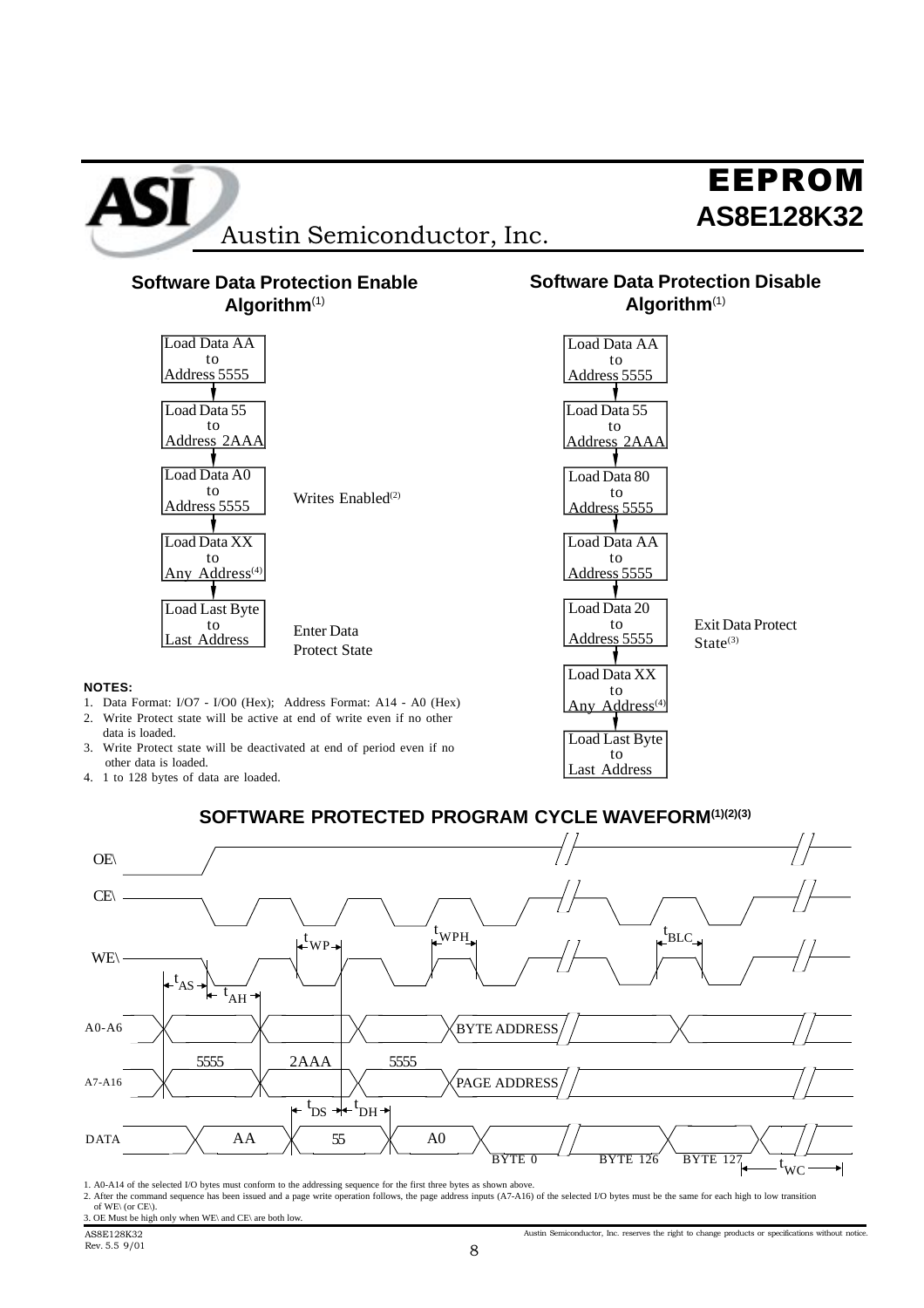## Software Data Protection Enable Algorithm[1]

Load Data AA to Address 5555
↓
Load Data 55 to Address 2AAA
↓
Load Data A0 to Address 5555 — Writes Enabled[2]
↓
Load Data XX to Any Address[4]
↓
Load Last Byte to Last Address — Enter Data Protect State

## Software Data Protection Disable Algorithm[1]

Load Data AA to Address 5555
↓
Load Data 55 to Address 2AAA
↓
Load Data 80 to Address 5555
↓
Load Data AA to Address 5555
↓
Load Data 20 to Address 5555 — Exit Data Protect State[3]
↓
Load Data XX to Any Address[4]
↓
Load Last Byte to Last Address

**NOTES:**

1. Data Format: I/O7 - I/O0 (Hex); Address Format: A14 - A0 (Hex)
2. Write Protect state will be active at end of write even if no other data is loaded.
3. Write Protect state will be deactivated at end of period even if no other data is loaded.
4. 1 to 128 bytes of data are loaded.

## SOFTWARE PROTECTED PROGRAM CYCLE WAVEFORM[(1)(2)(3)]

Signals: OE\, CE\, WE\, A0-A6, A7-A16, DATA

Timing labels: $t_{WP}$, $t_{WPH}$, $t_{BLC}$, $t_{AS}$, $t_{AH}$, $t_{DS}$, $t_{DH}$, $t_{WC}$

A0-A6 / A7-A16: 5555, 2AAA, 5555, BYTE ADDRESS, PAGE ADDRESS

DATA: AA, 55, A0, BYTE 0, BYTE 126, BYTE 127

1. A0-A14 of the selected I/O bytes must conform to the addressing sequence for the first three bytes as shown above.
2. After the command sequence has been issued and a page write operation follows, the page address inputs (A7-A16) of the selected I/O bytes must be the same for each high to low transition of WE\ (or CE\).
3. OE Must be high only when WE\ and CE\ are both low.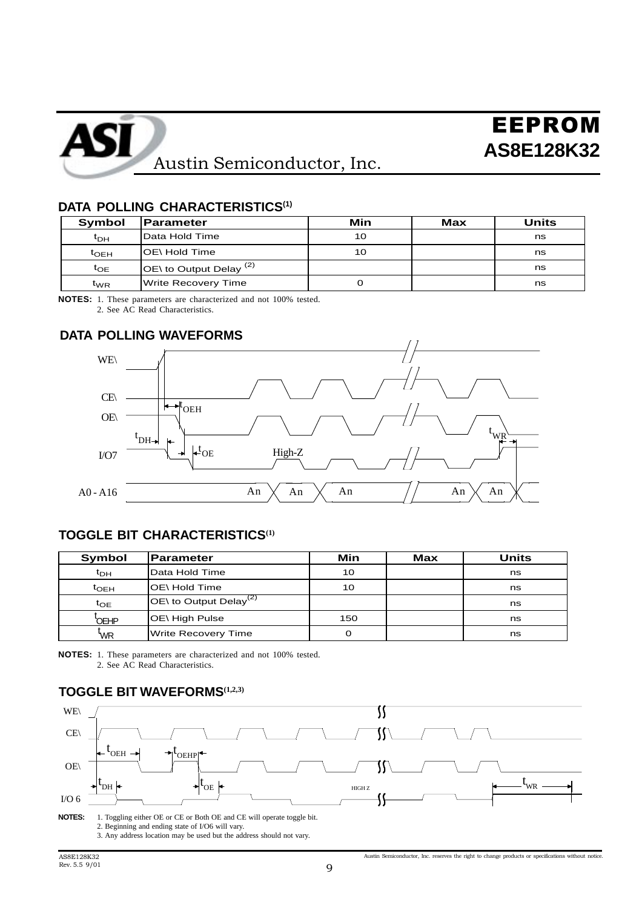## DATA POLLING CHARACTERISTICS[1]

| Symbol | Parameter | Min | Max | Units |
|---|---|---|---|---|
| $t_{DH}$ | Data Hold Time | 10 | | ns |
| $t_{OEH}$ | OE\ Hold Time | 10 | | ns |
| $t_{OE}$ | OE\ to Output Delay [2] | | | ns |
| $t_{WR}$ | Write Recovery Time | 0 | | ns |

**NOTES:** 1. These parameters are characterized and not 100% tested.
2. See AC Read Characteristics.

## DATA POLLING WAVEFORMS

WE\

CE\

OE\

I/O7

A0 - A16

$t_{OEH}$, $t_{DH}$, $t_{OE}$, High-Z, $t_{WR}$, An

## TOGGLE BIT CHARACTERISTICS[1]

| Symbol | Parameter | Min | Max | Units |
|---|---|---|---|---|
| $t_{DH}$ | Data Hold Time | 10 | | ns |
| $t_{OEH}$ | OE\ Hold Time | 10 | | ns |
| $t_{OE}$ | OE\ to Output Delay[2] | | | ns |
| $t_{OEHP}$ | OE\ High Pulse | 150 | | ns |
| $t_{WR}$ | Write Recovery Time | 0 | | ns |

**NOTES:** 1. These parameters are characterized and not 100% tested.
2. See AC Read Characteristics.

## TOGGLE BIT WAVEFORMS[1,2,3]

WE\

CE\

OE\

I/O 6

$t_{OEH}$, $t_{OEHP}$, $t_{DH}$, $t_{OE}$, HIGH Z, $t_{WR}$

**NOTES:**
1. Toggling either OE or CE or Both OE and CE will operate toggle bit.
2. Beginning and ending state of I/O6 will vary.
3. Any address location may be used but the address should not vary.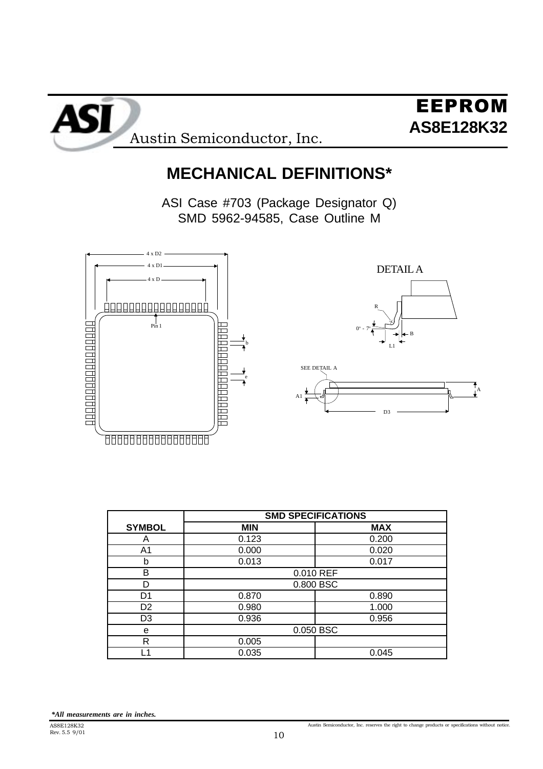# MECHANICAL DEFINITIONS*

ASI Case #703 (Package Designator Q)
SMD 5962-94585, Case Outline M

| SYMBOL | SMD SPECIFICATIONS | |
|---|---|---|
| | MIN | MAX |
| A | 0.123 | 0.200 |
| A1 | 0.000 | 0.020 |
| b | 0.013 | 0.017 |
| B | 0.010 REF | |
| D | 0.800 BSC | |
| D1 | 0.870 | 0.890 |
| D2 | 0.980 | 1.000 |
| D3 | 0.936 | 0.956 |
| e | 0.050 BSC | |
| R | 0.005 | |
| L1 | 0.035 | 0.045 |

***All measurements are in inches.***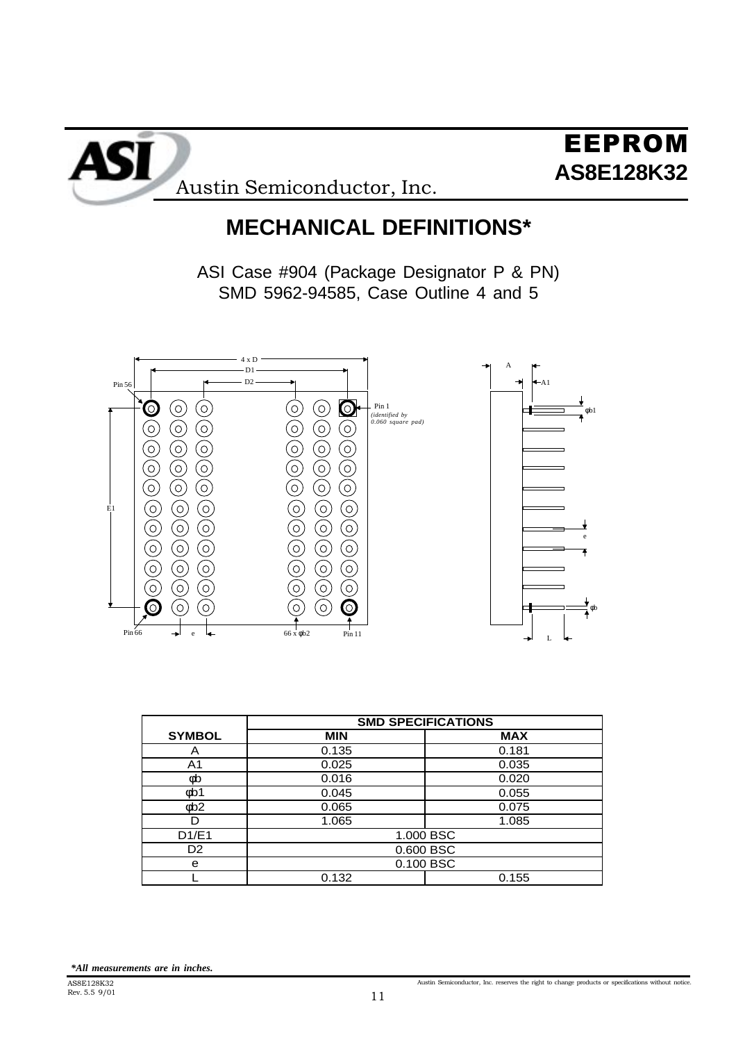# MECHANICAL DEFINITIONS*

ASI Case #904 (Package Designator P & PN)
SMD 5962-94585, Case Outline 4 and 5

| | SMD SPECIFICATIONS | |
|---|---|---|
| **SYMBOL** | **MIN** | **MAX** |
| A | 0.135 | 0.181 |
| A1 | 0.025 | 0.035 |
| φb | 0.016 | 0.020 |
| φb1 | 0.045 | 0.055 |
| φb2 | 0.065 | 0.075 |
| D | 1.065 | 1.085 |
| D1/E1 | 1.000 BSC | |
| D2 | 0.600 BSC | |
| e | 0.100 BSC | |
| L | 0.132 | 0.155 |

***All measurements are in inches.***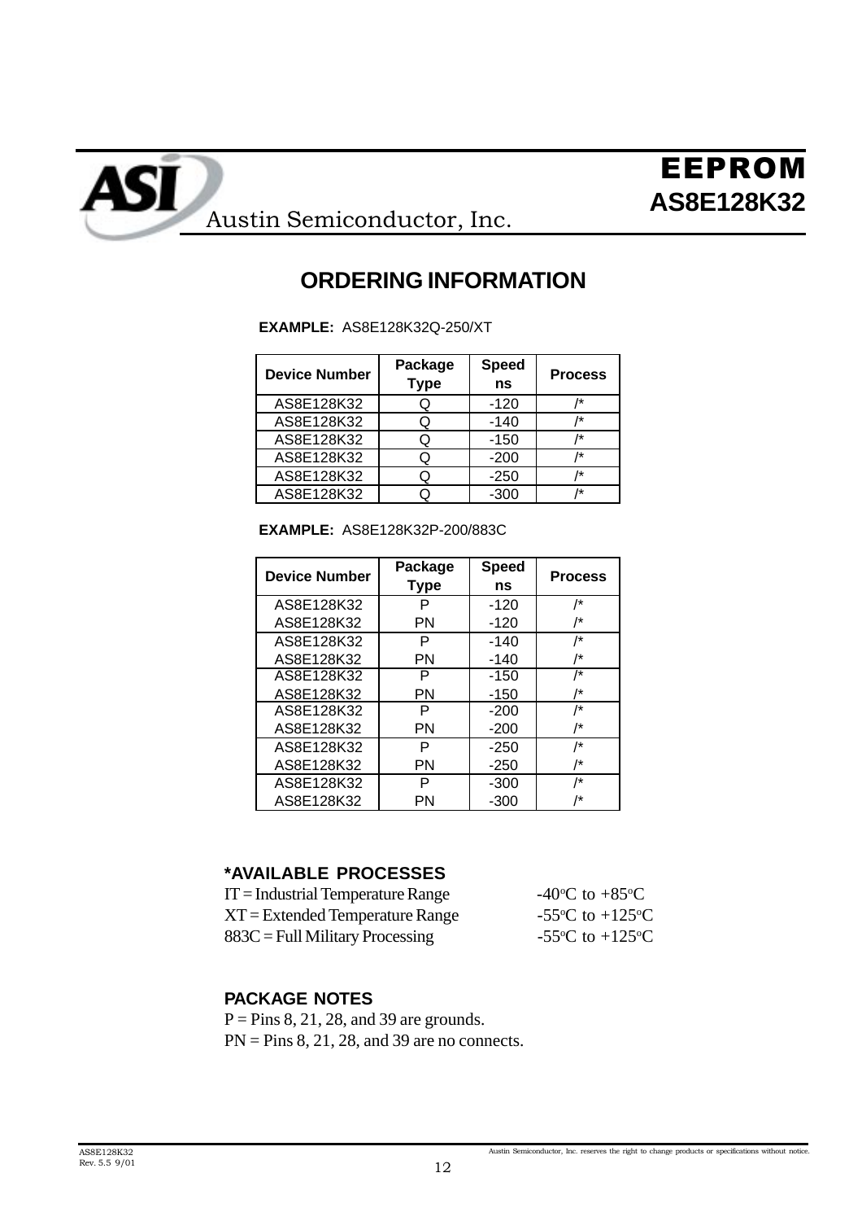# EEPROM
## AS8E128K32

Austin Semiconductor, Inc.

## ORDERING INFORMATION

**EXAMPLE:** AS8E128K32Q-250/XT

| Device Number | Package Type | Speed ns | Process |
|---|---|---|---|
| AS8E128K32 | Q | -120 | /* |
| AS8E128K32 | Q | -140 | /* |
| AS8E128K32 | Q | -150 | /* |
| AS8E128K32 | Q | -200 | /* |
| AS8E128K32 | Q | -250 | /* |
| AS8E128K32 | Q | -300 | /* |

**EXAMPLE:** AS8E128K32P-200/883C

| Device Number | Package Type | Speed ns | Process |
|---|---|---|---|
| AS8E128K32 | P | -120 | /* |
| AS8E128K32 | PN | -120 | /* |
| AS8E128K32 | P | -140 | /* |
| AS8E128K32 | PN | -140 | /* |
| AS8E128K32 | P | -150 | /* |
| AS8E128K32 | PN | -150 | /* |
| AS8E128K32 | P | -200 | /* |
| AS8E128K32 | PN | -200 | /* |
| AS8E128K32 | P | -250 | /* |
| AS8E128K32 | PN | -250 | /* |
| AS8E128K32 | P | -300 | /* |
| AS8E128K32 | PN | -300 | /* |

### *AVAILABLE PROCESSES

IT = Industrial Temperature Range -40°C to +85°C
XT = Extended Temperature Range -55°C to +125°C
883C = Full Military Processing -55°C to +125°C

### PACKAGE NOTES

P = Pins 8, 21, 28, and 39 are grounds.
PN = Pins 8, 21, 28, and 39 are no connects.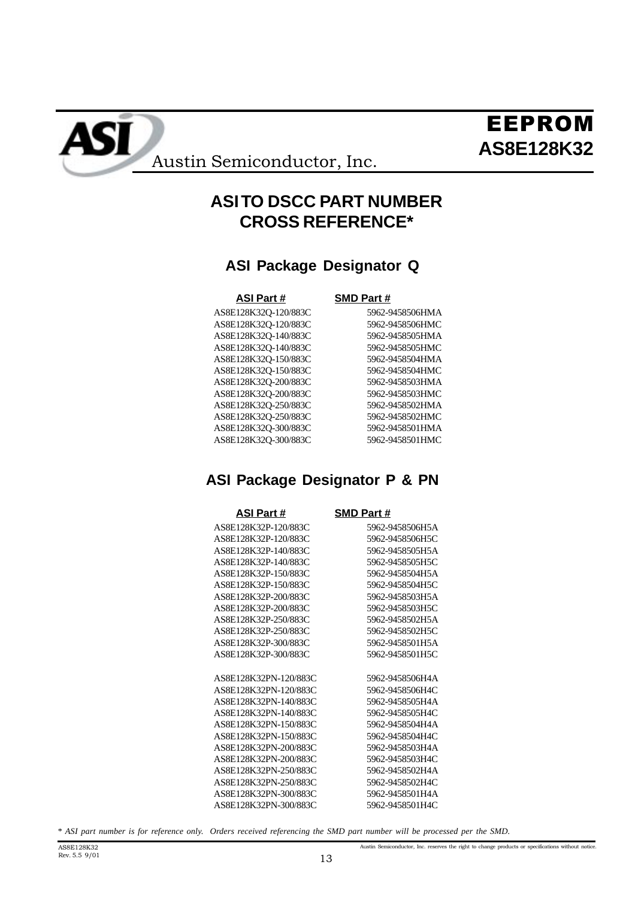# ASI TO DSCC PART NUMBER CROSS REFERENCE*

## ASI Package Designator Q

| ASI Part # | SMD Part # |
|---|---|
| AS8E128K32Q-120/883C | 5962-9458506HMA |
| AS8E128K32Q-120/883C | 5962-9458506HMC |
| AS8E128K32Q-140/883C | 5962-9458505HMA |
| AS8E128K32Q-140/883C | 5962-9458505HMC |
| AS8E128K32Q-150/883C | 5962-9458504HMA |
| AS8E128K32Q-150/883C | 5962-9458504HMC |
| AS8E128K32Q-200/883C | 5962-9458503HMA |
| AS8E128K32Q-200/883C | 5962-9458503HMC |
| AS8E128K32Q-250/883C | 5962-9458502HMA |
| AS8E128K32Q-250/883C | 5962-9458502HMC |
| AS8E128K32Q-300/883C | 5962-9458501HMA |
| AS8E128K32Q-300/883C | 5962-9458501HMC |

## ASI Package Designator P & PN

| ASI Part # | SMD Part # |
|---|---|
| AS8E128K32P-120/883C | 5962-9458506H5A |
| AS8E128K32P-120/883C | 5962-9458506H5C |
| AS8E128K32P-140/883C | 5962-9458505H5A |
| AS8E128K32P-140/883C | 5962-9458505H5C |
| AS8E128K32P-150/883C | 5962-9458504H5A |
| AS8E128K32P-150/883C | 5962-9458504H5C |
| AS8E128K32P-200/883C | 5962-9458503H5A |
| AS8E128K32P-200/883C | 5962-9458503H5C |
| AS8E128K32P-250/883C | 5962-9458502H5A |
| AS8E128K32P-250/883C | 5962-9458502H5C |
| AS8E128K32P-300/883C | 5962-9458501H5A |
| AS8E128K32P-300/883C | 5962-9458501H5C |
| | |
| AS8E128K32PN-120/883C | 5962-9458506H4A |
| AS8E128K32PN-120/883C | 5962-9458506H4C |
| AS8E128K32PN-140/883C | 5962-9458505H4A |
| AS8E128K32PN-140/883C | 5962-9458505H4C |
| AS8E128K32PN-150/883C | 5962-9458504H4A |
| AS8E128K32PN-150/883C | 5962-9458504H4C |
| AS8E128K32PN-200/883C | 5962-9458503H4A |
| AS8E128K32PN-200/883C | 5962-9458503H4C |
| AS8E128K32PN-250/883C | 5962-9458502H4A |
| AS8E128K32PN-250/883C | 5962-9458502H4C |
| AS8E128K32PN-300/883C | 5962-9458501H4A |
| AS8E128K32PN-300/883C | 5962-9458501H4C |

*\* ASI part number is for reference only. Orders received referencing the SMD part number will be processed per the SMD.*